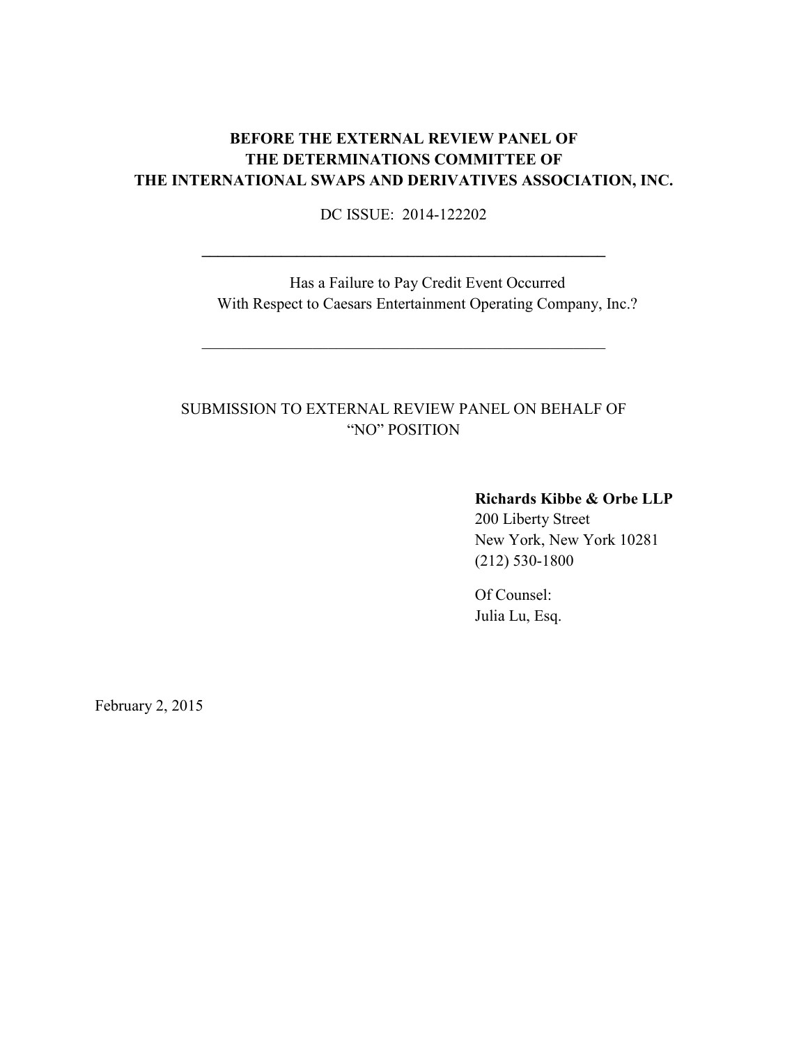**BEFORE THE EXTERNAL REVIEW PANEL OF**
**THE DETERMINATIONS COMMITTEE OF**
**THE INTERNATIONAL SWAPS AND DERIVATIVES ASSOCIATION, INC.**

DC ISSUE: 2014-122202

---

Has a Failure to Pay Credit Event Occurred
With Respect to Caesars Entertainment Operating Company, Inc.?

---

SUBMISSION TO EXTERNAL REVIEW PANEL ON BEHALF OF
"NO" POSITION

**Richards Kibbe & Orbe LLP**
200 Liberty Street
New York, New York 10281
(212) 530-1800

Of Counsel:
Julia Lu, Esq.

February 2, 2015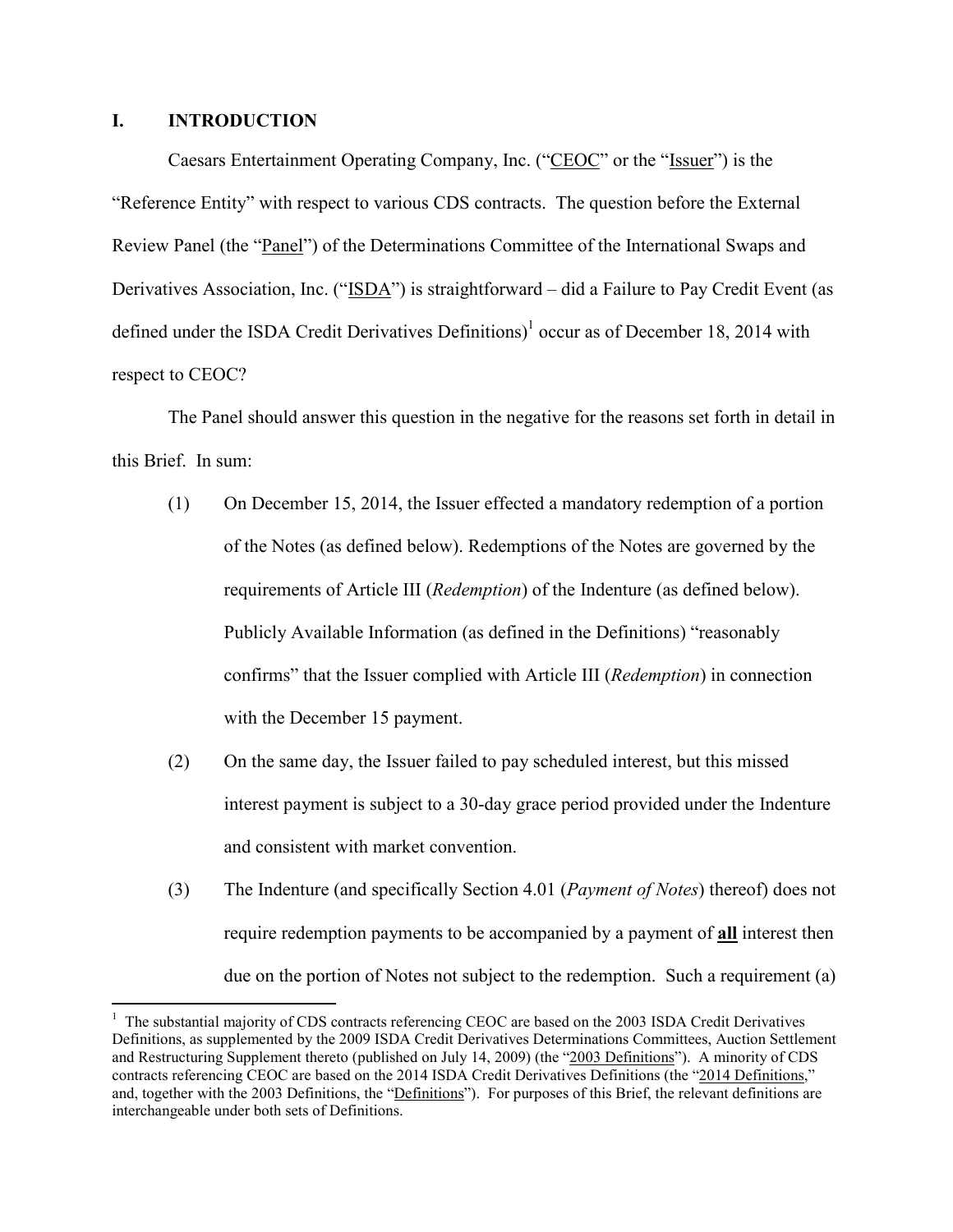## I. INTRODUCTION

Caesars Entertainment Operating Company, Inc. ("CEOC" or the "Issuer") is the "Reference Entity" with respect to various CDS contracts. The question before the External Review Panel (the "Panel") of the Determinations Committee of the International Swaps and Derivatives Association, Inc. ("ISDA") is straightforward – did a Failure to Pay Credit Event (as defined under the ISDA Credit Derivatives Definitions)[1] occur as of December 18, 2014 with respect to CEOC?

The Panel should answer this question in the negative for the reasons set forth in detail in this Brief. In sum:

(1) On December 15, 2014, the Issuer effected a mandatory redemption of a portion of the Notes (as defined below). Redemptions of the Notes are governed by the requirements of Article III (*Redemption*) of the Indenture (as defined below). Publicly Available Information (as defined in the Definitions) "reasonably confirms" that the Issuer complied with Article III (*Redemption*) in connection with the December 15 payment.

(2) On the same day, the Issuer failed to pay scheduled interest, but this missed interest payment is subject to a 30-day grace period provided under the Indenture and consistent with market convention.

(3) The Indenture (and specifically Section 4.01 (*Payment of Notes*) thereof) does not require redemption payments to be accompanied by a payment of **all** interest then due on the portion of Notes not subject to the redemption. Such a requirement (a)

---

[1] The substantial majority of CDS contracts referencing CEOC are based on the 2003 ISDA Credit Derivatives Definitions, as supplemented by the 2009 ISDA Credit Derivatives Determinations Committees, Auction Settlement and Restructuring Supplement thereto (published on July 14, 2009) (the "2003 Definitions"). A minority of CDS contracts referencing CEOC are based on the 2014 ISDA Credit Derivatives Definitions (the "2014 Definitions," and, together with the 2003 Definitions, the "Definitions"). For purposes of this Brief, the relevant definitions are interchangeable under both sets of Definitions.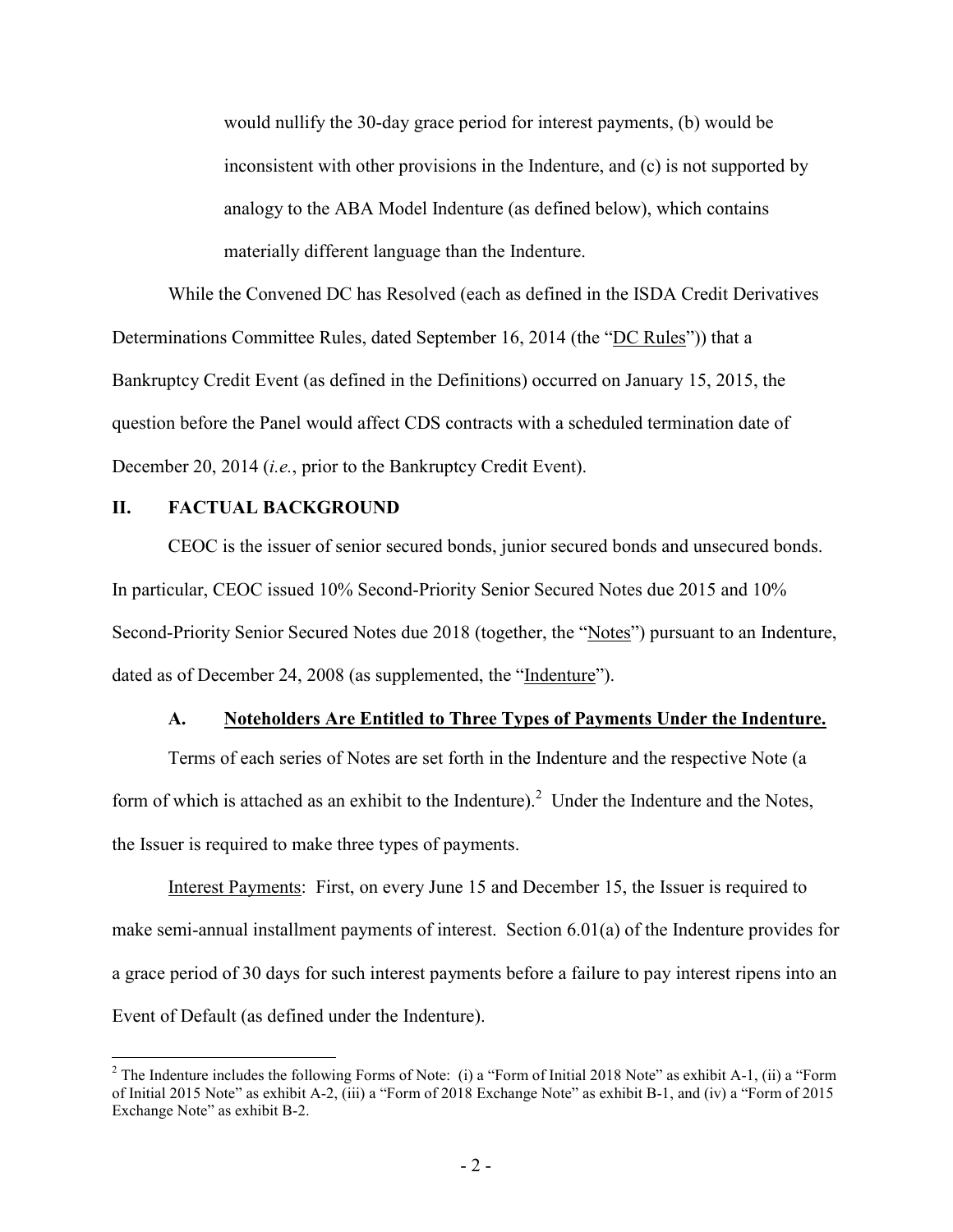would nullify the 30-day grace period for interest payments, (b) would be inconsistent with other provisions in the Indenture, and (c) is not supported by analogy to the ABA Model Indenture (as defined below), which contains materially different language than the Indenture.

While the Convened DC has Resolved (each as defined in the ISDA Credit Derivatives Determinations Committee Rules, dated September 16, 2014 (the "DC Rules")) that a Bankruptcy Credit Event (as defined in the Definitions) occurred on January 15, 2015, the question before the Panel would affect CDS contracts with a scheduled termination date of December 20, 2014 (*i.e.*, prior to the Bankruptcy Credit Event).

## II. FACTUAL BACKGROUND

CEOC is the issuer of senior secured bonds, junior secured bonds and unsecured bonds. In particular, CEOC issued 10% Second-Priority Senior Secured Notes due 2015 and 10% Second-Priority Senior Secured Notes due 2018 (together, the "Notes") pursuant to an Indenture, dated as of December 24, 2008 (as supplemented, the "Indenture").

### A. Noteholders Are Entitled to Three Types of Payments Under the Indenture.

Terms of each series of Notes are set forth in the Indenture and the respective Note (a form of which is attached as an exhibit to the Indenture).[2] Under the Indenture and the Notes, the Issuer is required to make three types of payments.

Interest Payments: First, on every June 15 and December 15, the Issuer is required to make semi-annual installment payments of interest. Section 6.01(a) of the Indenture provides for a grace period of 30 days for such interest payments before a failure to pay interest ripens into an Event of Default (as defined under the Indenture).

[2] The Indenture includes the following Forms of Note: (i) a "Form of Initial 2018 Note" as exhibit A-1, (ii) a "Form of Initial 2015 Note" as exhibit A-2, (iii) a "Form of 2018 Exchange Note" as exhibit B-1, and (iv) a "Form of 2015 Exchange Note" as exhibit B-2.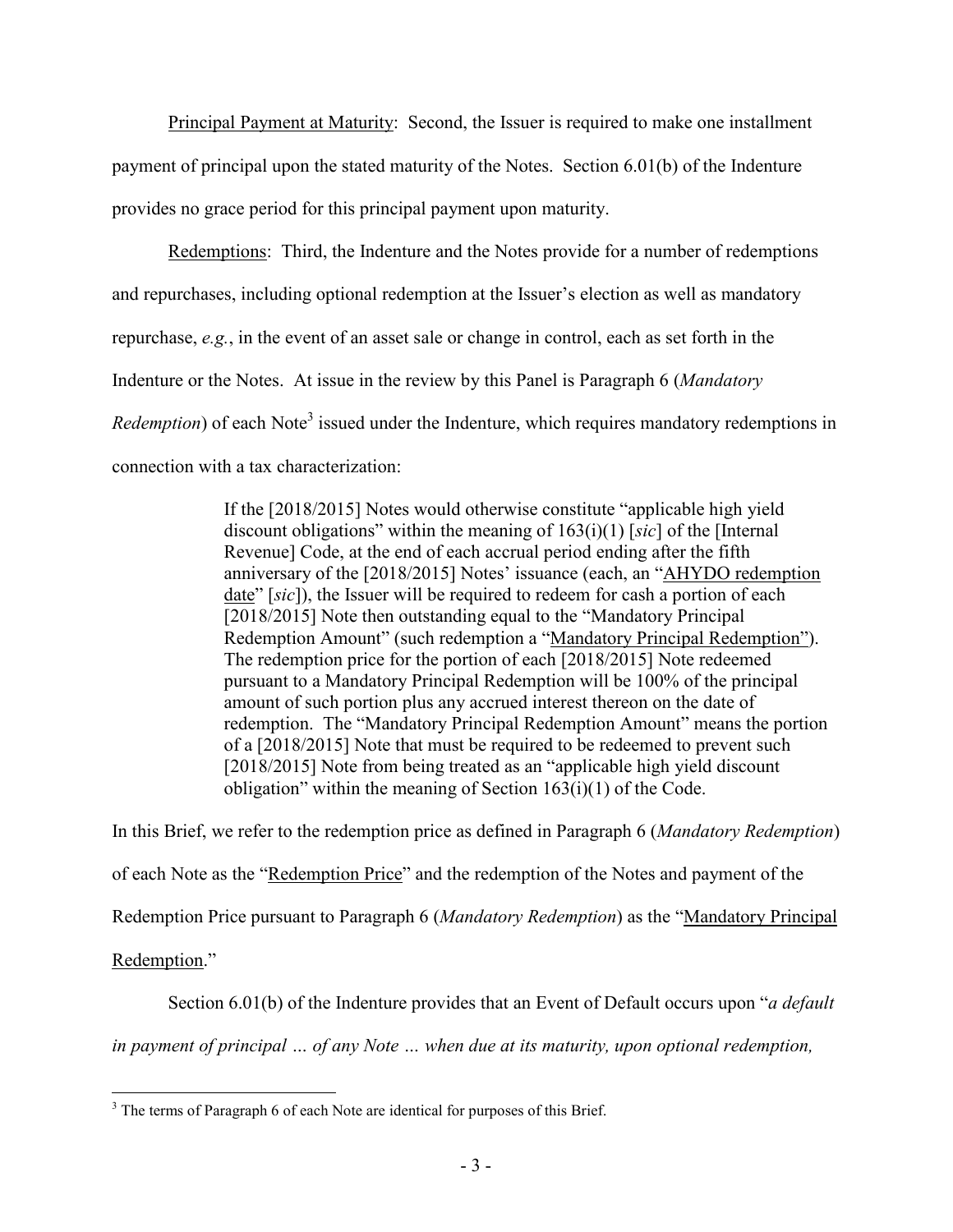Principal Payment at Maturity: Second, the Issuer is required to make one installment payment of principal upon the stated maturity of the Notes. Section 6.01(b) of the Indenture provides no grace period for this principal payment upon maturity.

Redemptions: Third, the Indenture and the Notes provide for a number of redemptions and repurchases, including optional redemption at the Issuer's election as well as mandatory repurchase, *e.g.*, in the event of an asset sale or change in control, each as set forth in the Indenture or the Notes. At issue in the review by this Panel is Paragraph 6 (*Mandatory Redemption*) of each Note[3] issued under the Indenture, which requires mandatory redemptions in connection with a tax characterization:

> If the [2018/2015] Notes would otherwise constitute "applicable high yield discount obligations" within the meaning of 163(i)(1) [*sic*] of the [Internal Revenue] Code, at the end of each accrual period ending after the fifth anniversary of the [2018/2015] Notes' issuance (each, an "AHYDO redemption date" [*sic*]), the Issuer will be required to redeem for cash a portion of each [2018/2015] Note then outstanding equal to the "Mandatory Principal Redemption Amount" (such redemption a "Mandatory Principal Redemption"). The redemption price for the portion of each [2018/2015] Note redeemed pursuant to a Mandatory Principal Redemption will be 100% of the principal amount of such portion plus any accrued interest thereon on the date of redemption. The "Mandatory Principal Redemption Amount" means the portion of a [2018/2015] Note that must be required to be redeemed to prevent such [2018/2015] Note from being treated as an "applicable high yield discount obligation" within the meaning of Section 163(i)(1) of the Code.

In this Brief, we refer to the redemption price as defined in Paragraph 6 (*Mandatory Redemption*) of each Note as the "Redemption Price" and the redemption of the Notes and payment of the Redemption Price pursuant to Paragraph 6 (*Mandatory Redemption*) as the "Mandatory Principal Redemption."

Section 6.01(b) of the Indenture provides that an Event of Default occurs upon "*a default in payment of principal … of any Note … when due at its maturity, upon optional redemption,*

[3] The terms of Paragraph 6 of each Note are identical for purposes of this Brief.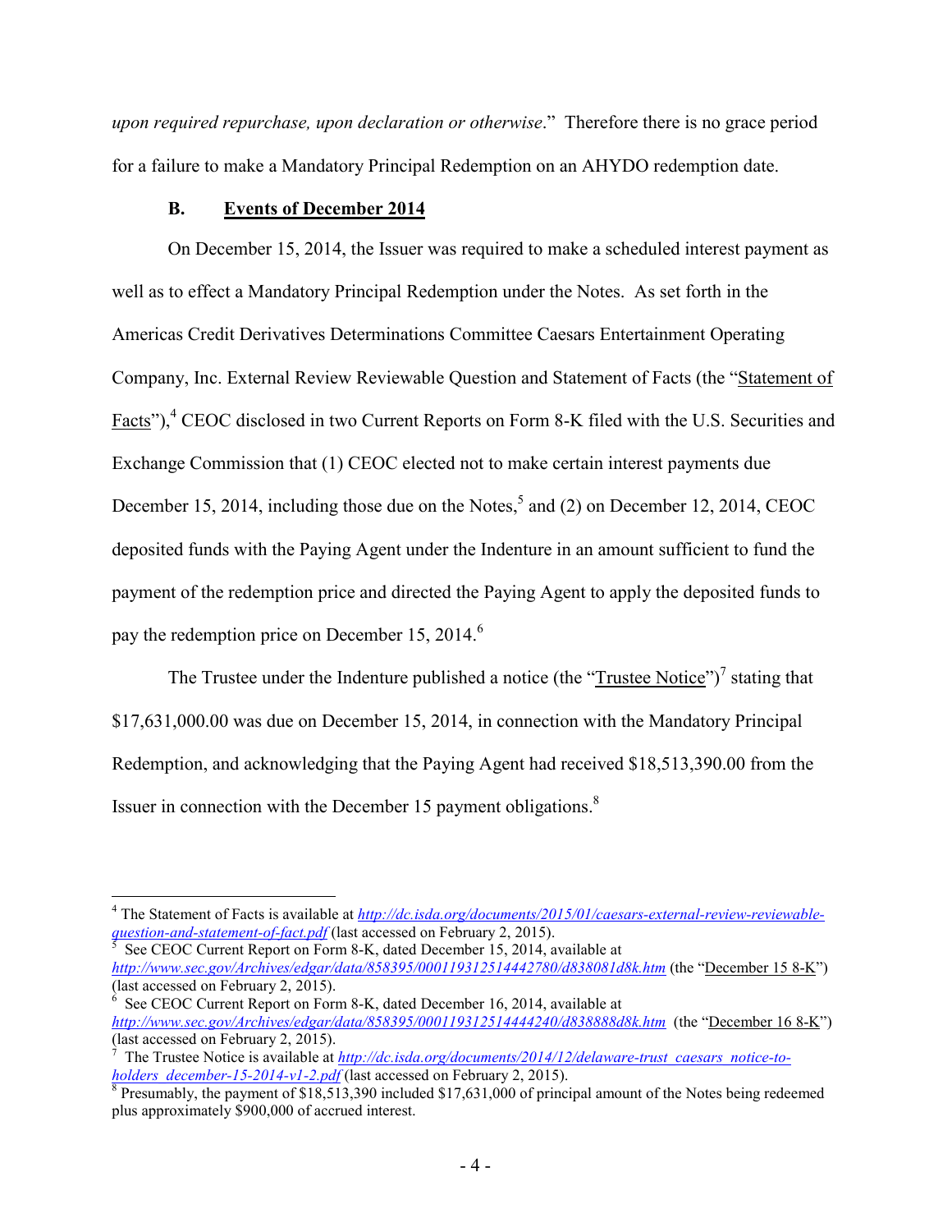*upon required repurchase, upon declaration or otherwise*." Therefore there is no grace period for a failure to make a Mandatory Principal Redemption on an AHYDO redemption date.

### B. Events of December 2014

On December 15, 2014, the Issuer was required to make a scheduled interest payment as well as to effect a Mandatory Principal Redemption under the Notes. As set forth in the Americas Credit Derivatives Determinations Committee Caesars Entertainment Operating Company, Inc. External Review Reviewable Question and Statement of Facts (the "Statement of Facts"),[4] CEOC disclosed in two Current Reports on Form 8-K filed with the U.S. Securities and Exchange Commission that (1) CEOC elected not to make certain interest payments due December 15, 2014, including those due on the Notes,[5] and (2) on December 12, 2014, CEOC deposited funds with the Paying Agent under the Indenture in an amount sufficient to fund the payment of the redemption price and directed the Paying Agent to apply the deposited funds to pay the redemption price on December 15, 2014.[6]

The Trustee under the Indenture published a notice (the "Trustee Notice")[7] stating that $17,631,000.00 was due on December 15, 2014, in connection with the Mandatory Principal Redemption, and acknowledging that the Paying Agent had received $18,513,390.00 from the Issuer in connection with the December 15 payment obligations.[8]

---

[4] The Statement of Facts is available at *http://dc.isda.org/documents/2015/01/caesars-external-review-reviewable-question-and-statement-of-fact.pdf* (last accessed on February 2, 2015).

[5] See CEOC Current Report on Form 8-K, dated December 15, 2014, available at *http://www.sec.gov/Archives/edgar/data/858395/000119312514442780/d838081d8k.htm* (the "December 15 8-K") (last accessed on February 2, 2015).

[6] See CEOC Current Report on Form 8-K, dated December 16, 2014, available at *http://www.sec.gov/Archives/edgar/data/858395/000119312514444240/d838888d8k.htm* (the "December 16 8-K") (last accessed on February 2, 2015).

[7] The Trustee Notice is available at *http://dc.isda.org/documents/2014/12/delaware-trust_caesars_notice-to-holders_december-15-2014-v1-2.pdf* (last accessed on February 2, 2015).

[8] Presumably, the payment of $18,513,390 included $17,631,000 of principal amount of the Notes being redeemed plus approximately $900,000 of accrued interest.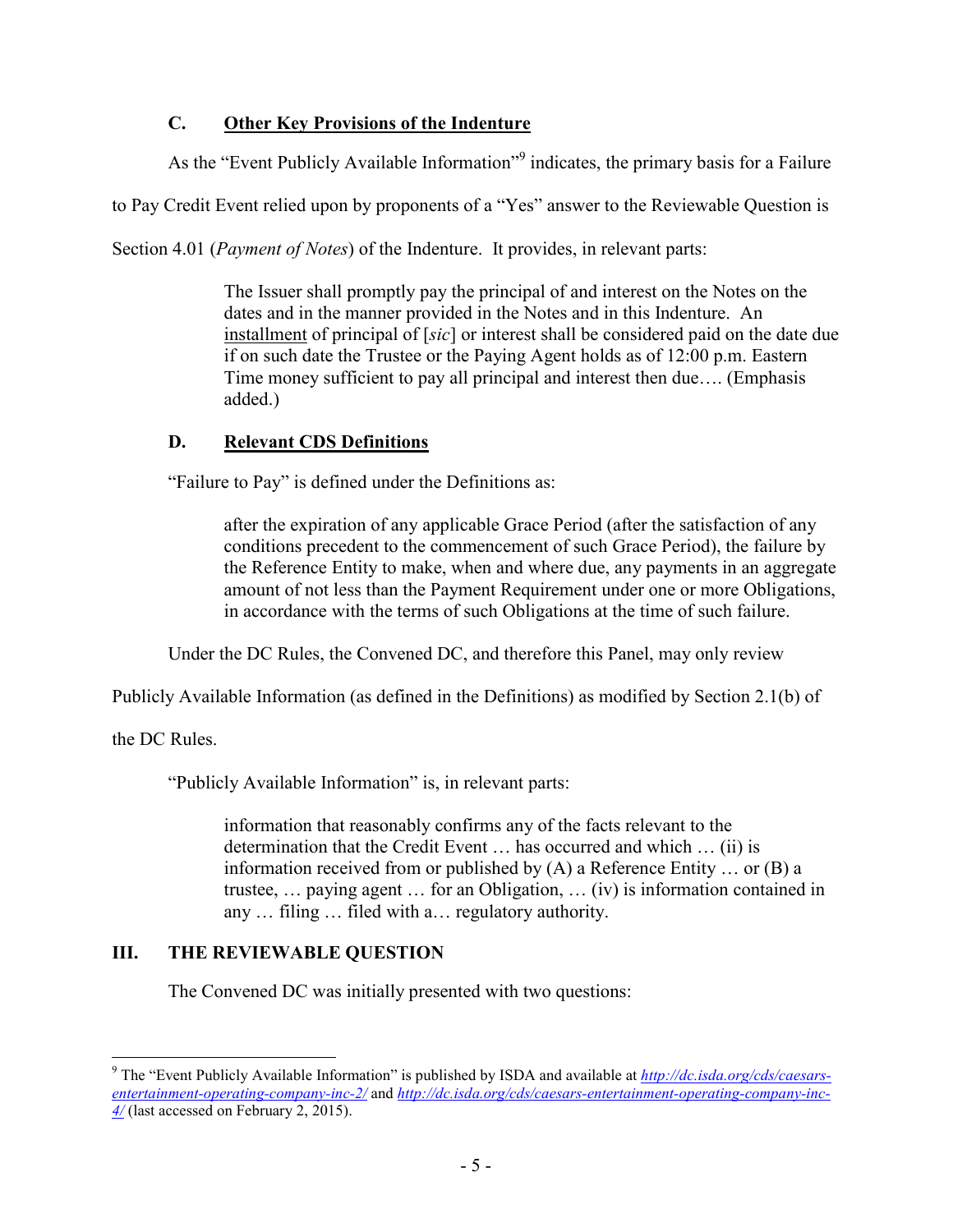### C. <u>Other Key Provisions of the Indenture</u>

As the "Event Publicly Available Information"[9] indicates, the primary basis for a Failure to Pay Credit Event relied upon by proponents of a "Yes" answer to the Reviewable Question is Section 4.01 (*Payment of Notes*) of the Indenture. It provides, in relevant parts:

> The Issuer shall promptly pay the principal of and interest on the Notes on the dates and in the manner provided in the Notes and in this Indenture. An <u>installment</u> of principal of [*sic*] or interest shall be considered paid on the date due if on such date the Trustee or the Paying Agent holds as of 12:00 p.m. Eastern Time money sufficient to pay all principal and interest then due…. (Emphasis added.)

### D. <u>Relevant CDS Definitions</u>

"Failure to Pay" is defined under the Definitions as:

> after the expiration of any applicable Grace Period (after the satisfaction of any conditions precedent to the commencement of such Grace Period), the failure by the Reference Entity to make, when and where due, any payments in an aggregate amount of not less than the Payment Requirement under one or more Obligations, in accordance with the terms of such Obligations at the time of such failure.

Under the DC Rules, the Convened DC, and therefore this Panel, may only review Publicly Available Information (as defined in the Definitions) as modified by Section 2.1(b) of the DC Rules.

"Publicly Available Information" is, in relevant parts:

> information that reasonably confirms any of the facts relevant to the determination that the Credit Event … has occurred and which … (ii) is information received from or published by (A) a Reference Entity … or (B) a trustee, … paying agent … for an Obligation, … (iv) is information contained in any … filing … filed with a… regulatory authority.

## III. THE REVIEWABLE QUESTION

The Convened DC was initially presented with two questions:

---

[9] The "Event Publicly Available Information" is published by ISDA and available at *http://dc.isda.org/cds/caesars-entertainment-operating-company-inc-2/* and *http://dc.isda.org/cds/caesars-entertainment-operating-company-inc-4/* (last accessed on February 2, 2015).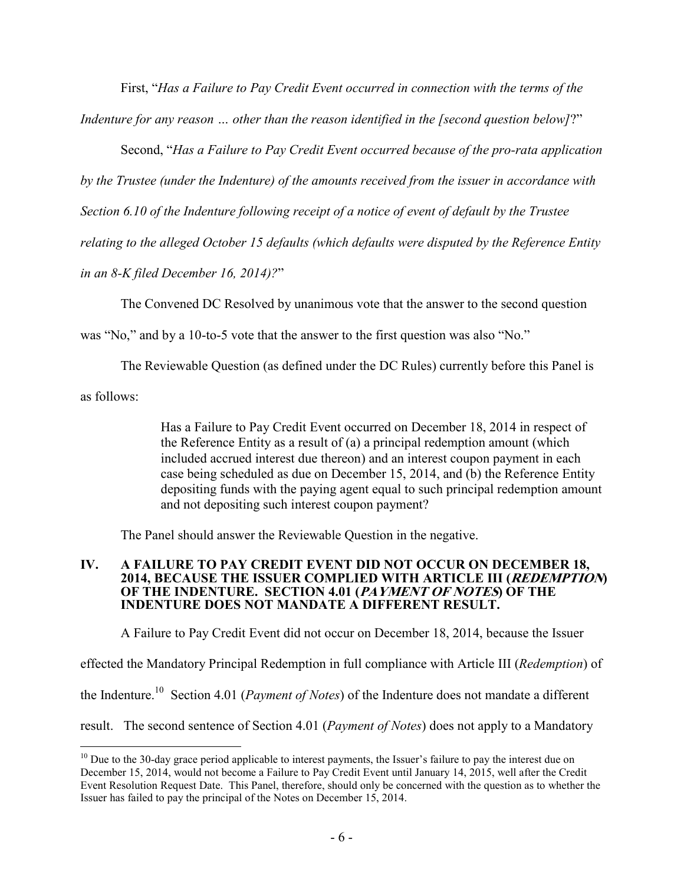First, "*Has a Failure to Pay Credit Event occurred in connection with the terms of the Indenture for any reason … other than the reason identified in the [second question below]*?"

Second, "*Has a Failure to Pay Credit Event occurred because of the pro-rata application by the Trustee (under the Indenture) of the amounts received from the issuer in accordance with Section 6.10 of the Indenture following receipt of a notice of event of default by the Trustee relating to the alleged October 15 defaults (which defaults were disputed by the Reference Entity in an 8-K filed December 16, 2014)?*"

The Convened DC Resolved by unanimous vote that the answer to the second question was "No," and by a 10-to-5 vote that the answer to the first question was also "No."

The Reviewable Question (as defined under the DC Rules) currently before this Panel is as follows:

> Has a Failure to Pay Credit Event occurred on December 18, 2014 in respect of the Reference Entity as a result of (a) a principal redemption amount (which included accrued interest due thereon) and an interest coupon payment in each case being scheduled as due on December 15, 2014, and (b) the Reference Entity depositing funds with the paying agent equal to such principal redemption amount and not depositing such interest coupon payment?

The Panel should answer the Reviewable Question in the negative.

## IV. A FAILURE TO PAY CREDIT EVENT DID NOT OCCUR ON DECEMBER 18, 2014, BECAUSE THE ISSUER COMPLIED WITH ARTICLE III (*REDEMPTION*) OF THE INDENTURE. SECTION 4.01 (*PAYMENT OF NOTES*) OF THE INDENTURE DOES NOT MANDATE A DIFFERENT RESULT.

A Failure to Pay Credit Event did not occur on December 18, 2014, because the Issuer effected the Mandatory Principal Redemption in full compliance with Article III (*Redemption*) of the Indenture.[10] Section 4.01 (*Payment of Notes*) of the Indenture does not mandate a different result. The second sentence of Section 4.01 (*Payment of Notes*) does not apply to a Mandatory

---

[10] Due to the 30-day grace period applicable to interest payments, the Issuer's failure to pay the interest due on December 15, 2014, would not become a Failure to Pay Credit Event until January 14, 2015, well after the Credit Event Resolution Request Date. This Panel, therefore, should only be concerned with the question as to whether the Issuer has failed to pay the principal of the Notes on December 15, 2014.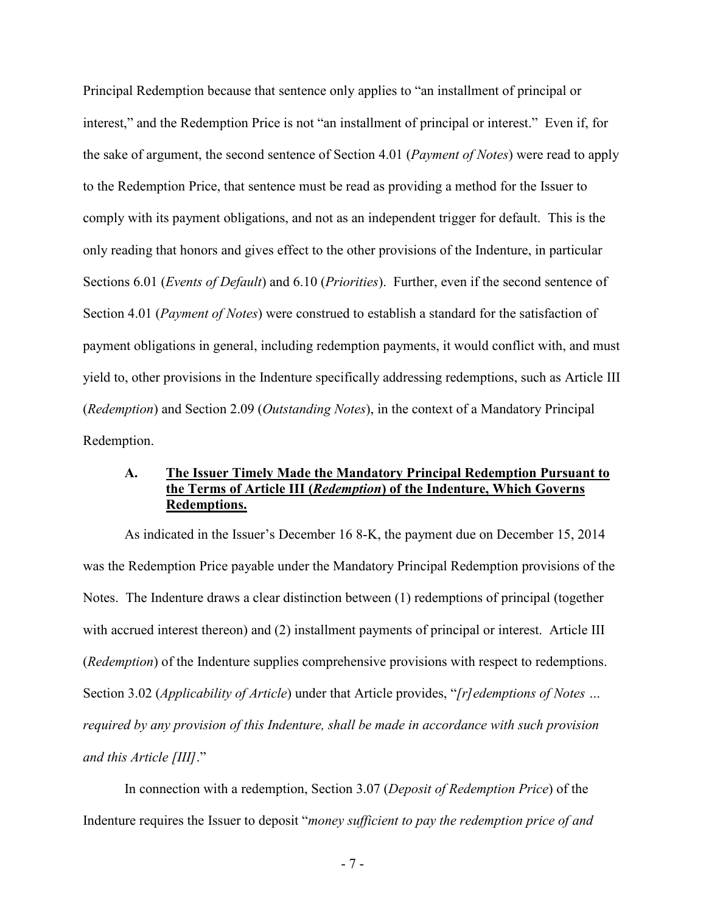Principal Redemption because that sentence only applies to "an installment of principal or interest," and the Redemption Price is not "an installment of principal or interest." Even if, for the sake of argument, the second sentence of Section 4.01 (*Payment of Notes*) were read to apply to the Redemption Price, that sentence must be read as providing a method for the Issuer to comply with its payment obligations, and not as an independent trigger for default. This is the only reading that honors and gives effect to the other provisions of the Indenture, in particular Sections 6.01 (*Events of Default*) and 6.10 (*Priorities*). Further, even if the second sentence of Section 4.01 (*Payment of Notes*) were construed to establish a standard for the satisfaction of payment obligations in general, including redemption payments, it would conflict with, and must yield to, other provisions in the Indenture specifically addressing redemptions, such as Article III (*Redemption*) and Section 2.09 (*Outstanding Notes*), in the context of a Mandatory Principal Redemption.

### A. <u>The Issuer Timely Made the Mandatory Principal Redemption Pursuant to the Terms of Article III (*Redemption*) of the Indenture, Which Governs Redemptions.</u>

As indicated in the Issuer's December 16 8-K, the payment due on December 15, 2014 was the Redemption Price payable under the Mandatory Principal Redemption provisions of the Notes. The Indenture draws a clear distinction between (1) redemptions of principal (together with accrued interest thereon) and (2) installment payments of principal or interest. Article III (*Redemption*) of the Indenture supplies comprehensive provisions with respect to redemptions. Section 3.02 (*Applicability of Article*) under that Article provides, "*[r]edemptions of Notes … required by any provision of this Indenture, shall be made in accordance with such provision and this Article [III]*."

In connection with a redemption, Section 3.07 (*Deposit of Redemption Price*) of the Indenture requires the Issuer to deposit "*money sufficient to pay the redemption price of and*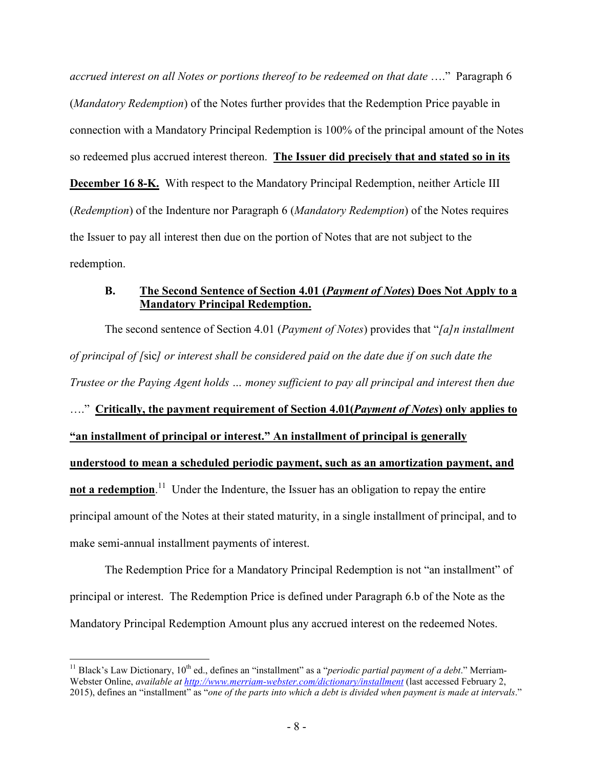*accrued interest on all Notes or portions thereof to be redeemed on that date* …." Paragraph 6 (*Mandatory Redemption*) of the Notes further provides that the Redemption Price payable in connection with a Mandatory Principal Redemption is 100% of the principal amount of the Notes so redeemed plus accrued interest thereon. **The Issuer did precisely that and stated so in its December 16 8-K.** With respect to the Mandatory Principal Redemption, neither Article III (*Redemption*) of the Indenture nor Paragraph 6 (*Mandatory Redemption*) of the Notes requires the Issuer to pay all interest then due on the portion of Notes that are not subject to the redemption.

### B. The Second Sentence of Section 4.01 (*Payment of Notes*) Does Not Apply to a Mandatory Principal Redemption.

The second sentence of Section 4.01 (*Payment of Notes*) provides that "*[a]n installment of principal of [*sic*] or interest shall be considered paid on the date due if on such date the Trustee or the Paying Agent holds … money sufficient to pay all principal and interest then due* …." **Critically, the payment requirement of Section 4.01(*Payment of Notes*) only applies to "an installment of principal or interest." An installment of principal is generally understood to mean a scheduled periodic payment, such as an amortization payment, and not a redemption**.[11] Under the Indenture, the Issuer has an obligation to repay the entire principal amount of the Notes at their stated maturity, in a single installment of principal, and to make semi-annual installment payments of interest.

The Redemption Price for a Mandatory Principal Redemption is not "an installment" of principal or interest. The Redemption Price is defined under Paragraph 6.b of the Note as the Mandatory Principal Redemption Amount plus any accrued interest on the redeemed Notes.

---

[11] Black's Law Dictionary, 10th ed., defines an "installment" as a "*periodic partial payment of a debt*." Merriam-Webster Online, *available at http://www.merriam-webster.com/dictionary/installment* (last accessed February 2, 2015), defines an "installment" as "*one of the parts into which a debt is divided when payment is made at intervals*."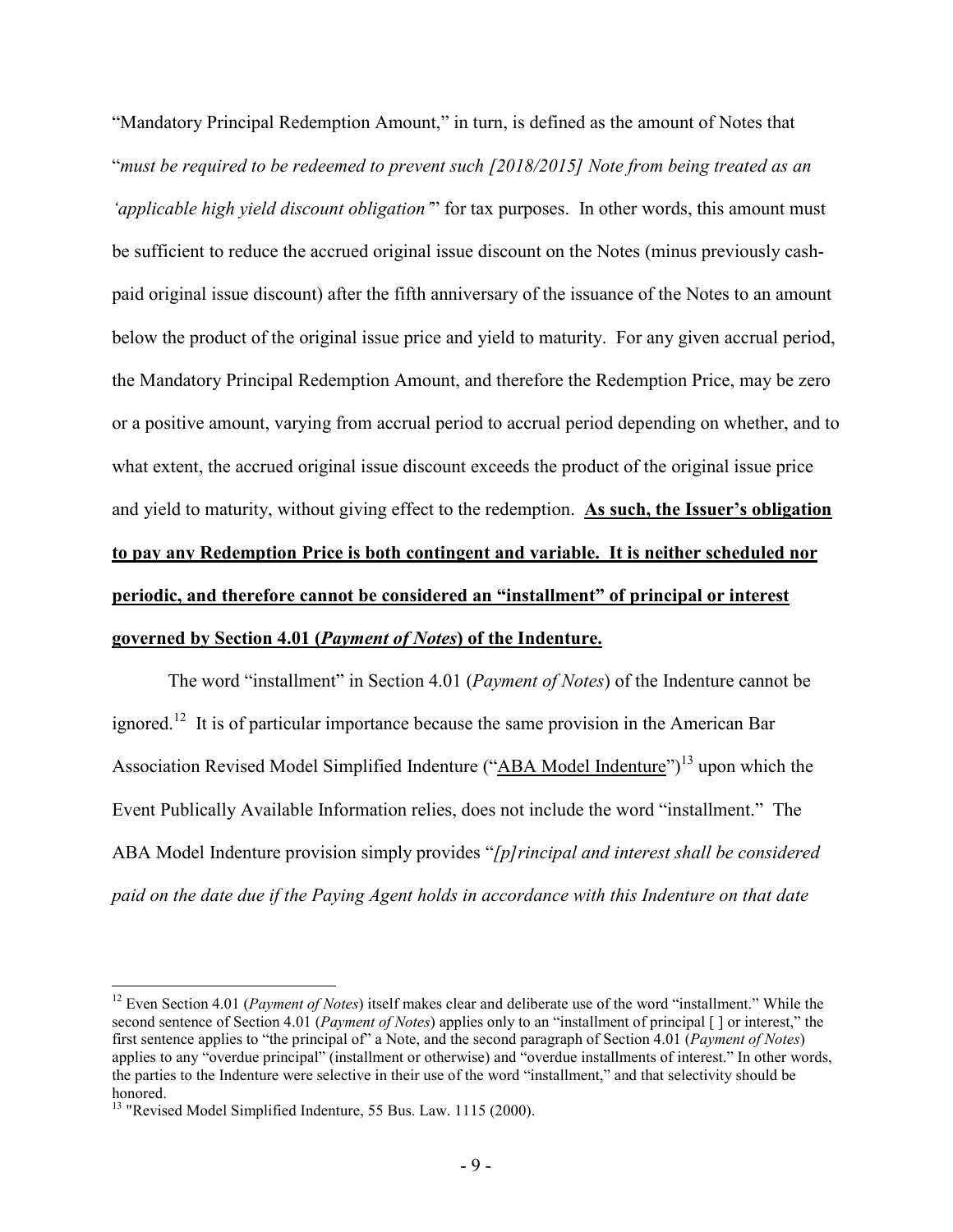"Mandatory Principal Redemption Amount," in turn, is defined as the amount of Notes that "*must be required to be redeemed to prevent such [2018/2015] Note from being treated as an 'applicable high yield discount obligation'*" for tax purposes. In other words, this amount must be sufficient to reduce the accrued original issue discount on the Notes (minus previously cash-paid original issue discount) after the fifth anniversary of the issuance of the Notes to an amount below the product of the original issue price and yield to maturity. For any given accrual period, the Mandatory Principal Redemption Amount, and therefore the Redemption Price, may be zero or a positive amount, varying from accrual period to accrual period depending on whether, and to what extent, the accrued original issue discount exceeds the product of the original issue price and yield to maturity, without giving effect to the redemption. **As such, the Issuer's obligation to pay any Redemption Price is both contingent and variable. It is neither scheduled nor periodic, and therefore cannot be considered an "installment" of principal or interest governed by Section 4.01 (*Payment of Notes*) of the Indenture.**

The word "installment" in Section 4.01 (*Payment of Notes*) of the Indenture cannot be ignored.[12] It is of particular importance because the same provision in the American Bar Association Revised Model Simplified Indenture ("ABA Model Indenture")[13] upon which the Event Publically Available Information relies, does not include the word "installment." The ABA Model Indenture provision simply provides "*[p]rincipal and interest shall be considered paid on the date due if the Paying Agent holds in accordance with this Indenture on that date*

---

[12] Even Section 4.01 (*Payment of Notes*) itself makes clear and deliberate use of the word "installment." While the second sentence of Section 4.01 (*Payment of Notes*) applies only to an "installment of principal [ ] or interest," the first sentence applies to "the principal of" a Note, and the second paragraph of Section 4.01 (*Payment of Notes*) applies to any "overdue principal" (installment or otherwise) and "overdue installments of interest." In other words, the parties to the Indenture were selective in their use of the word "installment," and that selectivity should be honored.

[13] "Revised Model Simplified Indenture, 55 Bus. Law. 1115 (2000).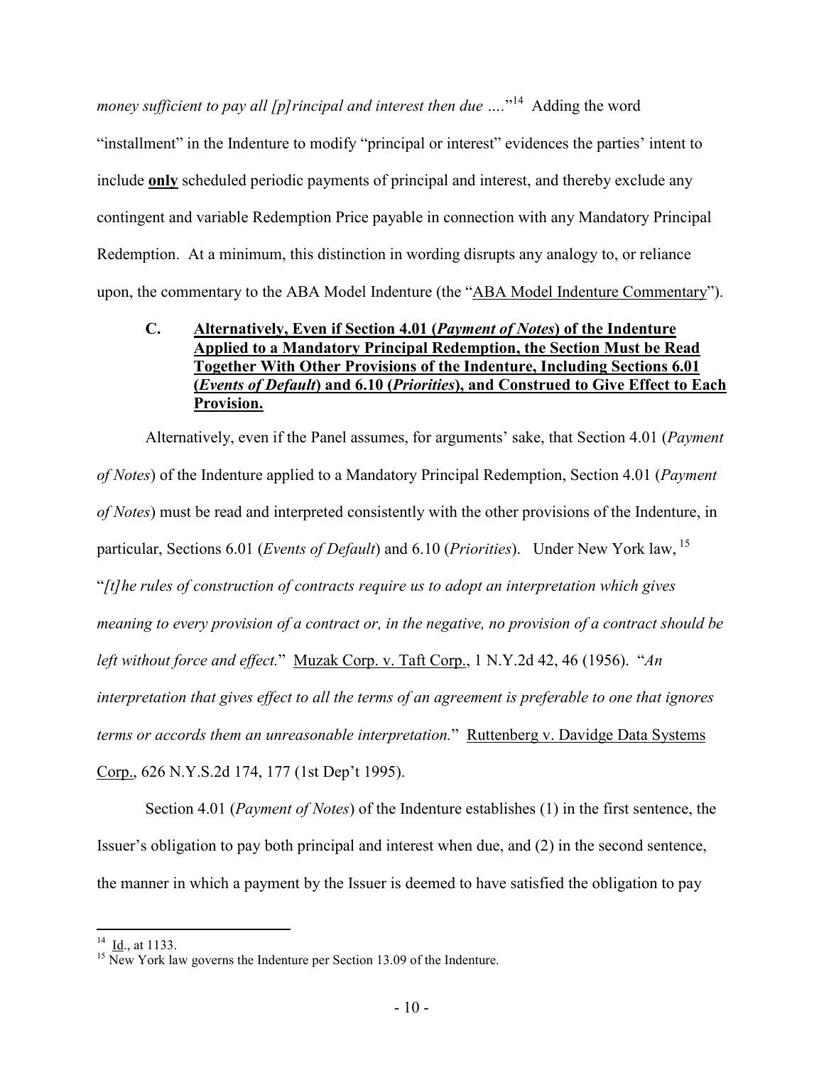*money sufficient to pay all [p]rincipal and interest then due ….*"[14] Adding the word "installment" in the Indenture to modify "principal or interest" evidences the parties' intent to include **only** scheduled periodic payments of principal and interest, and thereby exclude any contingent and variable Redemption Price payable in connection with any Mandatory Principal Redemption. At a minimum, this distinction in wording disrupts any analogy to, or reliance upon, the commentary to the ABA Model Indenture (the "ABA Model Indenture Commentary").

### C. Alternatively, Even if Section 4.01 (*Payment of Notes*) of the Indenture Applied to a Mandatory Principal Redemption, the Section Must be Read Together With Other Provisions of the Indenture, Including Sections 6.01 (*Events of Default*) and 6.10 (*Priorities*), and Construed to Give Effect to Each Provision.

Alternatively, even if the Panel assumes, for arguments' sake, that Section 4.01 (*Payment of Notes*) of the Indenture applied to a Mandatory Principal Redemption, Section 4.01 (*Payment of Notes*) must be read and interpreted consistently with the other provisions of the Indenture, in particular, Sections 6.01 (*Events of Default*) and 6.10 (*Priorities*). Under New York law, [15] "*[t]he rules of construction of contracts require us to adopt an interpretation which gives meaning to every provision of a contract or, in the negative, no provision of a contract should be left without force and effect.*" Muzak Corp. v. Taft Corp., 1 N.Y.2d 42, 46 (1956). "*An interpretation that gives effect to all the terms of an agreement is preferable to one that ignores terms or accords them an unreasonable interpretation.*" Ruttenberg v. Davidge Data Systems Corp., 626 N.Y.S.2d 174, 177 (1st Dep't 1995).

Section 4.01 (*Payment of Notes*) of the Indenture establishes (1) in the first sentence, the Issuer's obligation to pay both principal and interest when due, and (2) in the second sentence, the manner in which a payment by the Issuer is deemed to have satisfied the obligation to pay

---

[14] Id., at 1133.

[15] New York law governs the Indenture per Section 13.09 of the Indenture.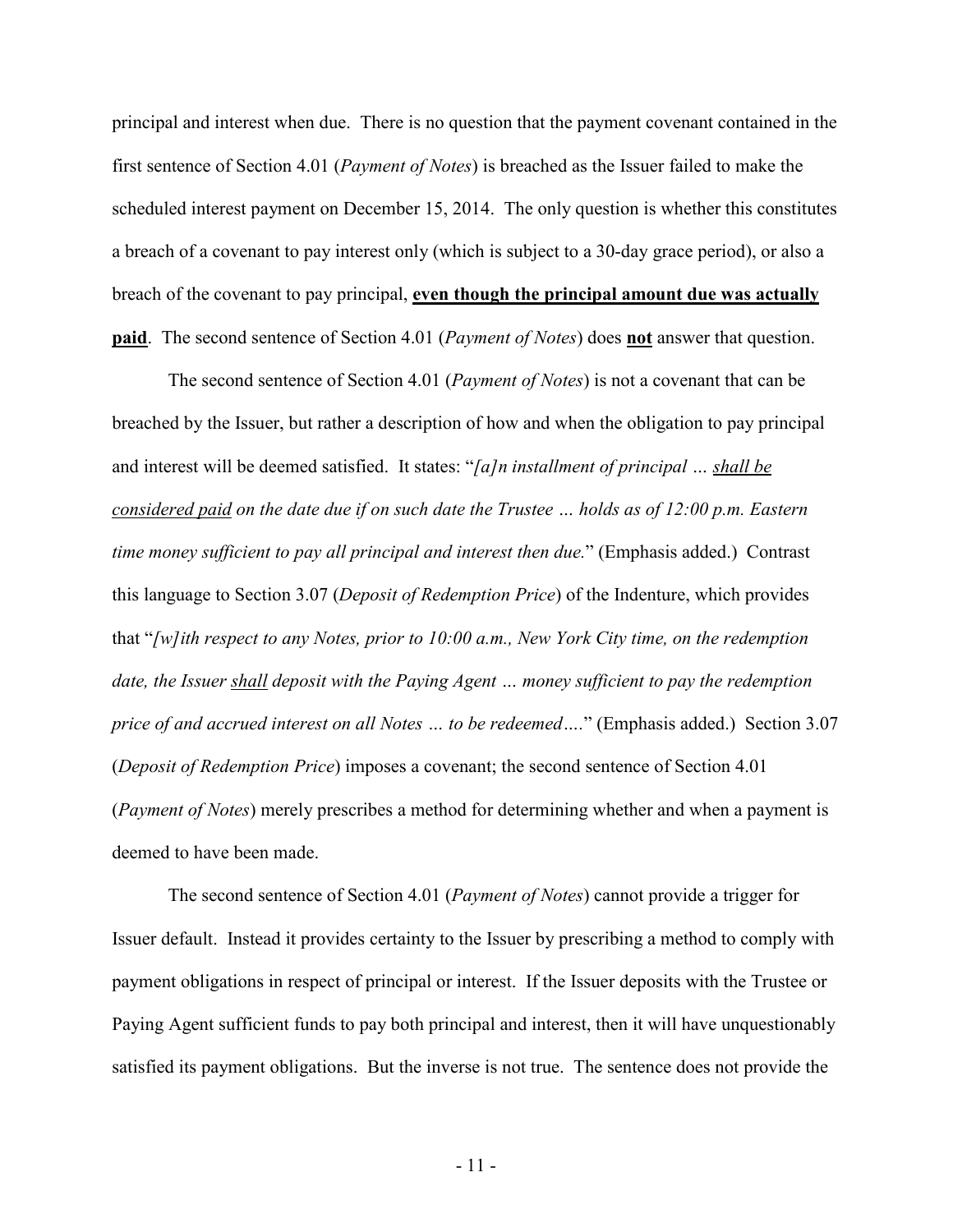principal and interest when due. There is no question that the payment covenant contained in the first sentence of Section 4.01 (*Payment of Notes*) is breached as the Issuer failed to make the scheduled interest payment on December 15, 2014. The only question is whether this constitutes a breach of a covenant to pay interest only (which is subject to a 30-day grace period), or also a breach of the covenant to pay principal, <u>**even though the principal amount due was actually paid**</u>. The second sentence of Section 4.01 (*Payment of Notes*) does <u>**not**</u> answer that question.

The second sentence of Section 4.01 (*Payment of Notes*) is not a covenant that can be breached by the Issuer, but rather a description of how and when the obligation to pay principal and interest will be deemed satisfied. It states: "*[a]n installment of principal … <u>shall be considered paid</u> on the date due if on such date the Trustee … holds as of 12:00 p.m. Eastern time money sufficient to pay all principal and interest then due.*" (Emphasis added.) Contrast this language to Section 3.07 (*Deposit of Redemption Price*) of the Indenture, which provides that "*[w]ith respect to any Notes, prior to 10:00 a.m., New York City time, on the redemption date, the Issuer <u>shall</u> deposit with the Paying Agent … money sufficient to pay the redemption price of and accrued interest on all Notes … to be redeemed….*" (Emphasis added.) Section 3.07 (*Deposit of Redemption Price*) imposes a covenant; the second sentence of Section 4.01 (*Payment of Notes*) merely prescribes a method for determining whether and when a payment is deemed to have been made.

The second sentence of Section 4.01 (*Payment of Notes*) cannot provide a trigger for Issuer default. Instead it provides certainty to the Issuer by prescribing a method to comply with payment obligations in respect of principal or interest. If the Issuer deposits with the Trustee or Paying Agent sufficient funds to pay both principal and interest, then it will have unquestionably satisfied its payment obligations. But the inverse is not true. The sentence does not provide the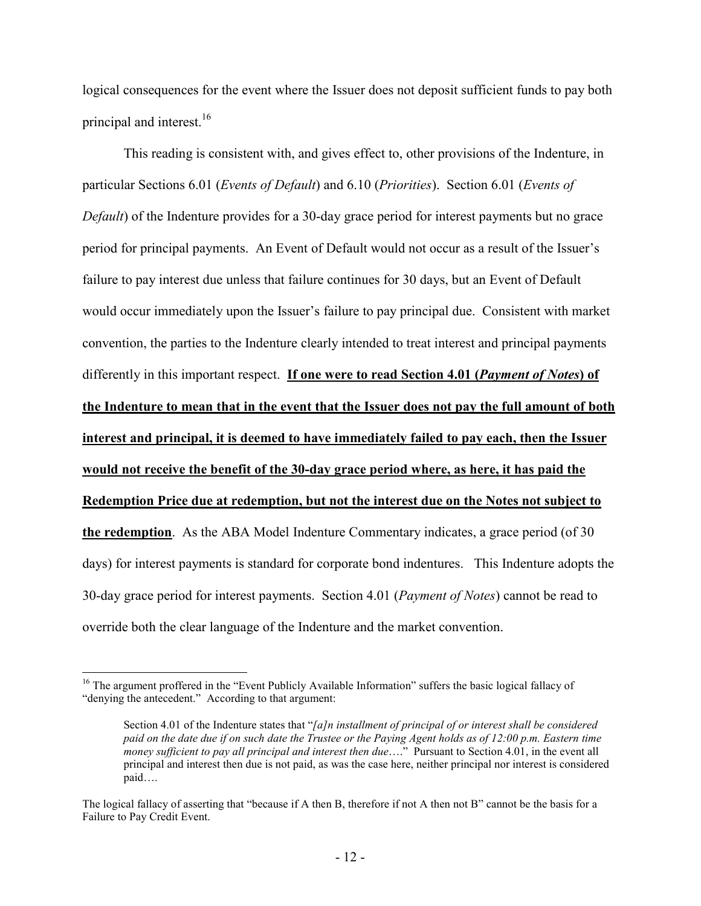logical consequences for the event where the Issuer does not deposit sufficient funds to pay both principal and interest.[16]

This reading is consistent with, and gives effect to, other provisions of the Indenture, in particular Sections 6.01 (*Events of Default*) and 6.10 (*Priorities*). Section 6.01 (*Events of Default*) of the Indenture provides for a 30-day grace period for interest payments but no grace period for principal payments. An Event of Default would not occur as a result of the Issuer's failure to pay interest due unless that failure continues for 30 days, but an Event of Default would occur immediately upon the Issuer's failure to pay principal due. Consistent with market convention, the parties to the Indenture clearly intended to treat interest and principal payments differently in this important respect. **If one were to read Section 4.01 (*Payment of Notes*) of the Indenture to mean that in the event that the Issuer does not pay the full amount of both interest and principal, it is deemed to have immediately failed to pay each, then the Issuer would not receive the benefit of the 30-day grace period where, as here, it has paid the Redemption Price due at redemption, but not the interest due on the Notes not subject to the redemption**. As the ABA Model Indenture Commentary indicates, a grace period (of 30 days) for interest payments is standard for corporate bond indentures. This Indenture adopts the 30-day grace period for interest payments. Section 4.01 (*Payment of Notes*) cannot be read to override both the clear language of the Indenture and the market convention.

---

[16] The argument proffered in the "Event Publicly Available Information" suffers the basic logical fallacy of "denying the antecedent." According to that argument:

> Section 4.01 of the Indenture states that "*[a]n installment of principal of or interest shall be considered paid on the date due if on such date the Trustee or the Paying Agent holds as of 12:00 p.m. Eastern time money sufficient to pay all principal and interest then due*…." Pursuant to Section 4.01, in the event all principal and interest then due is not paid, as was the case here, neither principal nor interest is considered paid….

The logical fallacy of asserting that "because if A then B, therefore if not A then not B" cannot be the basis for a Failure to Pay Credit Event.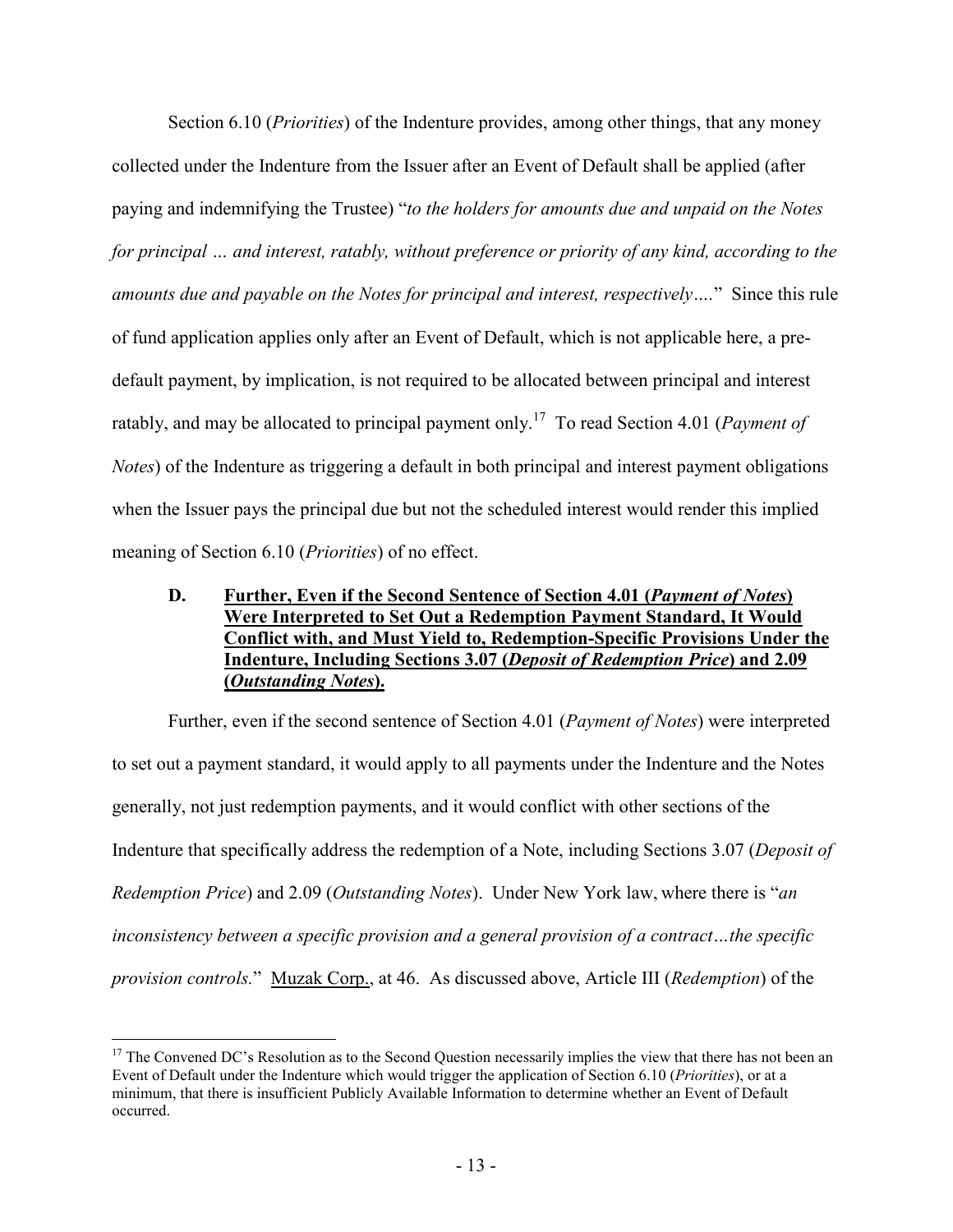Section 6.10 (*Priorities*) of the Indenture provides, among other things, that any money collected under the Indenture from the Issuer after an Event of Default shall be applied (after paying and indemnifying the Trustee) "*to the holders for amounts due and unpaid on the Notes for principal … and interest, ratably, without preference or priority of any kind, according to the amounts due and payable on the Notes for principal and interest, respectively….*" Since this rule of fund application applies only after an Event of Default, which is not applicable here, a pre-default payment, by implication, is not required to be allocated between principal and interest ratably, and may be allocated to principal payment only.[17] To read Section 4.01 (*Payment of Notes*) of the Indenture as triggering a default in both principal and interest payment obligations when the Issuer pays the principal due but not the scheduled interest would render this implied meaning of Section 6.10 (*Priorities*) of no effect.

### D. <u>Further, Even if the Second Sentence of Section 4.01 (*Payment of Notes*) Were Interpreted to Set Out a Redemption Payment Standard, It Would Conflict with, and Must Yield to, Redemption-Specific Provisions Under the Indenture, Including Sections 3.07 (*Deposit of Redemption Price*) and 2.09 (*Outstanding Notes*).</u>

Further, even if the second sentence of Section 4.01 (*Payment of Notes*) were interpreted to set out a payment standard, it would apply to all payments under the Indenture and the Notes generally, not just redemption payments, and it would conflict with other sections of the Indenture that specifically address the redemption of a Note, including Sections 3.07 (*Deposit of Redemption Price*) and 2.09 (*Outstanding Notes*). Under New York law, where there is "*an inconsistency between a specific provision and a general provision of a contract…the specific provision controls.*" <u>Muzak Corp.</u>, at 46. As discussed above, Article III (*Redemption*) of the

---

[17] The Convened DC's Resolution as to the Second Question necessarily implies the view that there has not been an Event of Default under the Indenture which would trigger the application of Section 6.10 (*Priorities*), or at a minimum, that there is insufficient Publicly Available Information to determine whether an Event of Default occurred.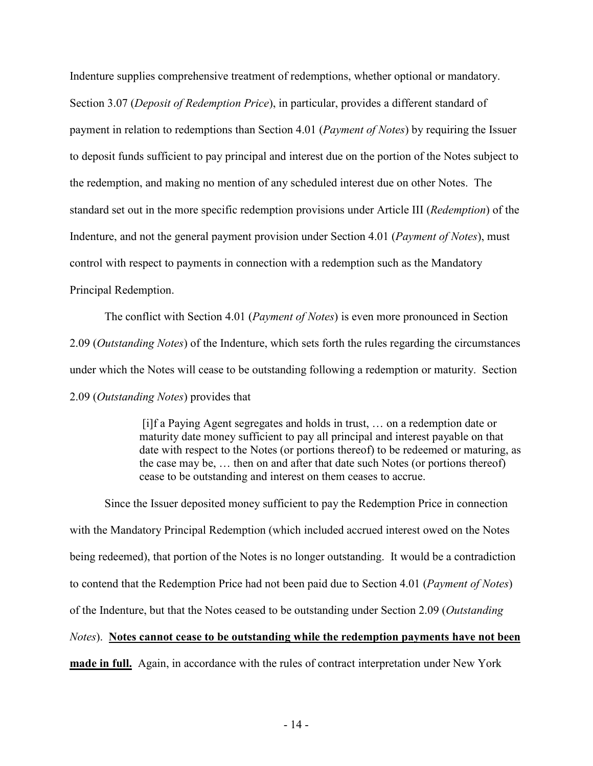Indenture supplies comprehensive treatment of redemptions, whether optional or mandatory. Section 3.07 (*Deposit of Redemption Price*), in particular, provides a different standard of payment in relation to redemptions than Section 4.01 (*Payment of Notes*) by requiring the Issuer to deposit funds sufficient to pay principal and interest due on the portion of the Notes subject to the redemption, and making no mention of any scheduled interest due on other Notes. The standard set out in the more specific redemption provisions under Article III (*Redemption*) of the Indenture, and not the general payment provision under Section 4.01 (*Payment of Notes*), must control with respect to payments in connection with a redemption such as the Mandatory Principal Redemption.

The conflict with Section 4.01 (*Payment of Notes*) is even more pronounced in Section 2.09 (*Outstanding Notes*) of the Indenture, which sets forth the rules regarding the circumstances under which the Notes will cease to be outstanding following a redemption or maturity. Section 2.09 (*Outstanding Notes*) provides that

> [i]f a Paying Agent segregates and holds in trust, … on a redemption date or maturity date money sufficient to pay all principal and interest payable on that date with respect to the Notes (or portions thereof) to be redeemed or maturing, as the case may be, … then on and after that date such Notes (or portions thereof) cease to be outstanding and interest on them ceases to accrue.

Since the Issuer deposited money sufficient to pay the Redemption Price in connection with the Mandatory Principal Redemption (which included accrued interest owed on the Notes being redeemed), that portion of the Notes is no longer outstanding. It would be a contradiction to contend that the Redemption Price had not been paid due to Section 4.01 (*Payment of Notes*) of the Indenture, but that the Notes ceased to be outstanding under Section 2.09 (*Outstanding Notes*). <u>**Notes cannot cease to be outstanding while the redemption payments have not been made in full.**</u> Again, in accordance with the rules of contract interpretation under New York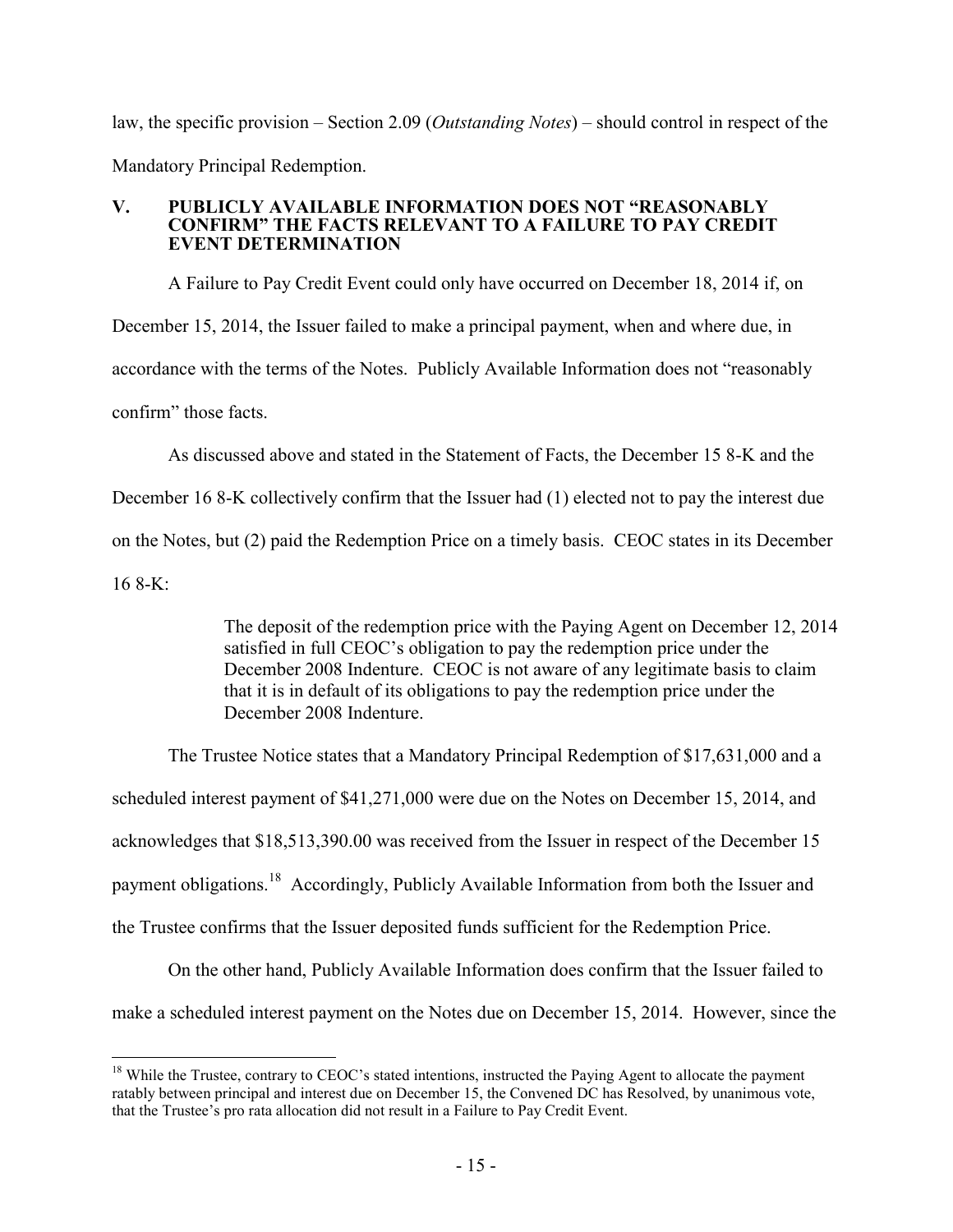law, the specific provision – Section 2.09 (*Outstanding Notes*) – should control in respect of the Mandatory Principal Redemption.

## V. PUBLICLY AVAILABLE INFORMATION DOES NOT "REASONABLY CONFIRM" THE FACTS RELEVANT TO A FAILURE TO PAY CREDIT EVENT DETERMINATION

A Failure to Pay Credit Event could only have occurred on December 18, 2014 if, on December 15, 2014, the Issuer failed to make a principal payment, when and where due, in accordance with the terms of the Notes. Publicly Available Information does not "reasonably confirm" those facts.

As discussed above and stated in the Statement of Facts, the December 15 8-K and the December 16 8-K collectively confirm that the Issuer had (1) elected not to pay the interest due on the Notes, but (2) paid the Redemption Price on a timely basis. CEOC states in its December 16 8-K:

> The deposit of the redemption price with the Paying Agent on December 12, 2014 satisfied in full CEOC's obligation to pay the redemption price under the December 2008 Indenture. CEOC is not aware of any legitimate basis to claim that it is in default of its obligations to pay the redemption price under the December 2008 Indenture.

The Trustee Notice states that a Mandatory Principal Redemption of $17,631,000 and a scheduled interest payment of $41,271,000 were due on the Notes on December 15, 2014, and acknowledges that $18,513,390.00 was received from the Issuer in respect of the December 15 payment obligations.[18] Accordingly, Publicly Available Information from both the Issuer and the Trustee confirms that the Issuer deposited funds sufficient for the Redemption Price.

On the other hand, Publicly Available Information does confirm that the Issuer failed to make a scheduled interest payment on the Notes due on December 15, 2014. However, since the

[18] While the Trustee, contrary to CEOC's stated intentions, instructed the Paying Agent to allocate the payment ratably between principal and interest due on December 15, the Convened DC has Resolved, by unanimous vote, that the Trustee's pro rata allocation did not result in a Failure to Pay Credit Event.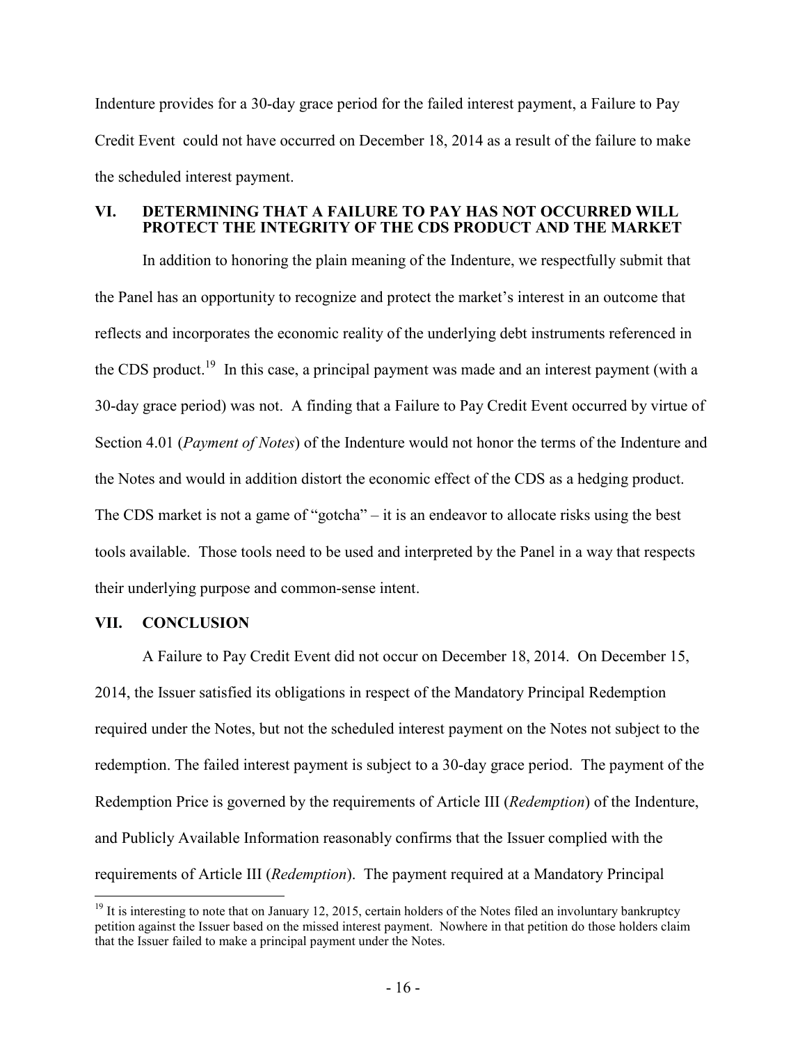Indenture provides for a 30-day grace period for the failed interest payment, a Failure to Pay Credit Event could not have occurred on December 18, 2014 as a result of the failure to make the scheduled interest payment.

## VI. DETERMINING THAT A FAILURE TO PAY HAS NOT OCCURRED WILL PROTECT THE INTEGRITY OF THE CDS PRODUCT AND THE MARKET

In addition to honoring the plain meaning of the Indenture, we respectfully submit that the Panel has an opportunity to recognize and protect the market's interest in an outcome that reflects and incorporates the economic reality of the underlying debt instruments referenced in the CDS product.[19] In this case, a principal payment was made and an interest payment (with a 30-day grace period) was not. A finding that a Failure to Pay Credit Event occurred by virtue of Section 4.01 (*Payment of Notes*) of the Indenture would not honor the terms of the Indenture and the Notes and would in addition distort the economic effect of the CDS as a hedging product. The CDS market is not a game of "gotcha" – it is an endeavor to allocate risks using the best tools available. Those tools need to be used and interpreted by the Panel in a way that respects their underlying purpose and common-sense intent.

## VII. CONCLUSION

A Failure to Pay Credit Event did not occur on December 18, 2014. On December 15, 2014, the Issuer satisfied its obligations in respect of the Mandatory Principal Redemption required under the Notes, but not the scheduled interest payment on the Notes not subject to the redemption. The failed interest payment is subject to a 30-day grace period. The payment of the Redemption Price is governed by the requirements of Article III (*Redemption*) of the Indenture, and Publicly Available Information reasonably confirms that the Issuer complied with the requirements of Article III (*Redemption*). The payment required at a Mandatory Principal

[19] It is interesting to note that on January 12, 2015, certain holders of the Notes filed an involuntary bankruptcy petition against the Issuer based on the missed interest payment. Nowhere in that petition do those holders claim that the Issuer failed to make a principal payment under the Notes.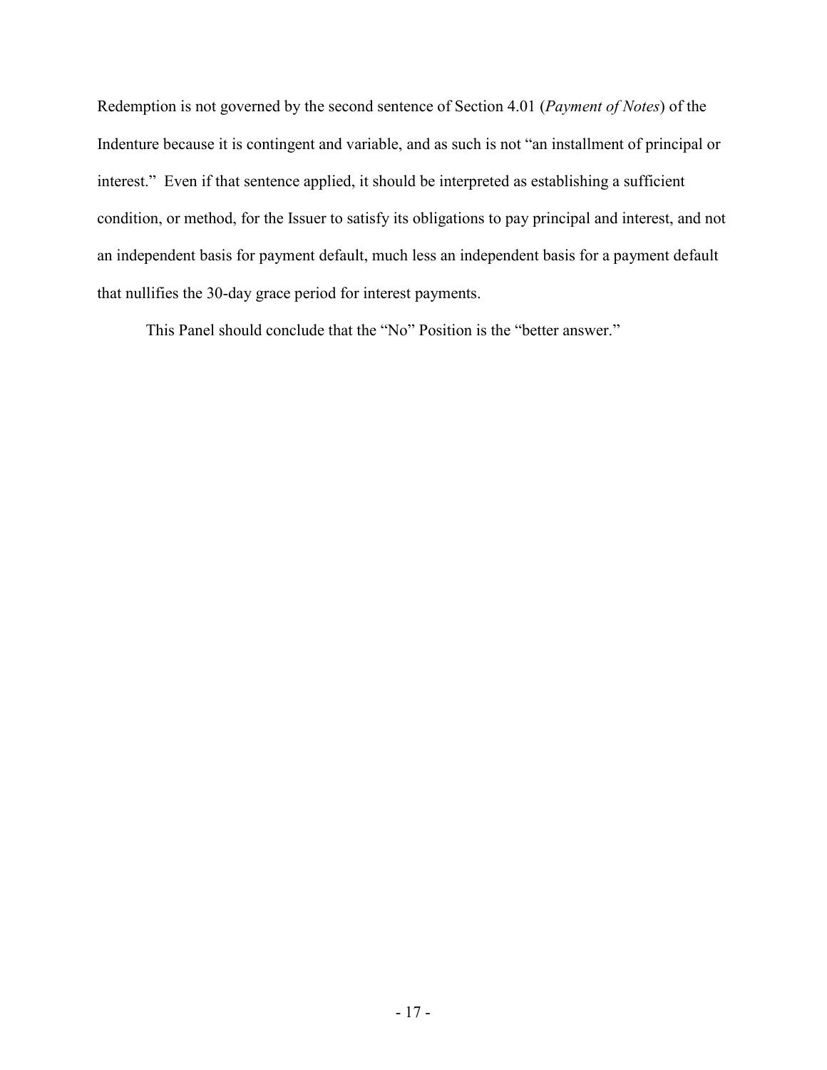Redemption is not governed by the second sentence of Section 4.01 (*Payment of Notes*) of the Indenture because it is contingent and variable, and as such is not "an installment of principal or interest." Even if that sentence applied, it should be interpreted as establishing a sufficient condition, or method, for the Issuer to satisfy its obligations to pay principal and interest, and not an independent basis for payment default, much less an independent basis for a payment default that nullifies the 30-day grace period for interest payments.

This Panel should conclude that the "No" Position is the "better answer."